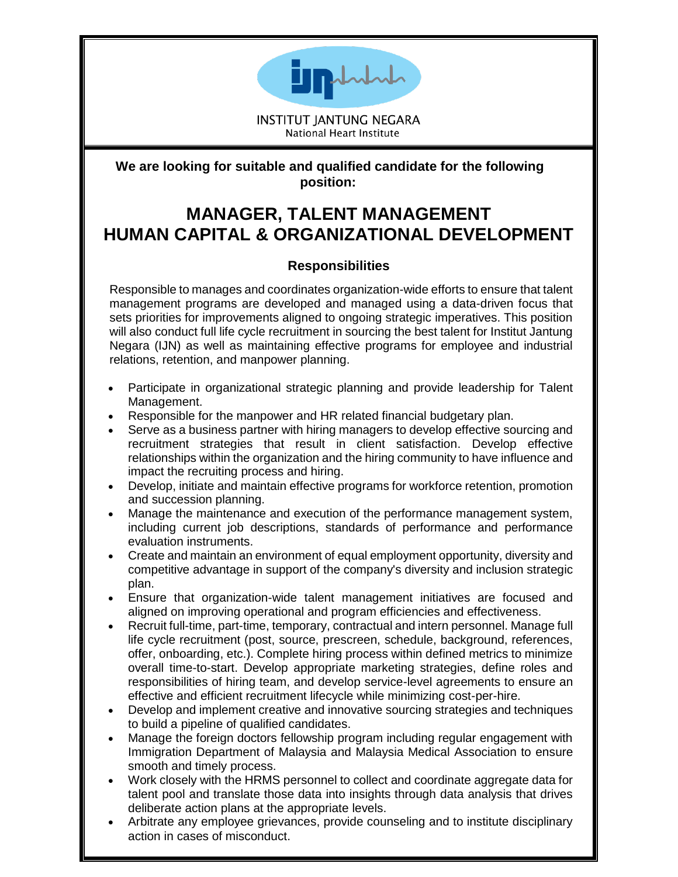INSTITUT JANTUNG NEGARA
National Heart Institute

**We are looking for suitable and qualified candidate for the following position:**

# MANAGER, TALENT MANAGEMENT
# HUMAN CAPITAL & ORGANIZATIONAL DEVELOPMENT

## Responsibilities

Responsible to manages and coordinates organization-wide efforts to ensure that talent management programs are developed and managed using a data-driven focus that sets priorities for improvements aligned to ongoing strategic imperatives. This position will also conduct full life cycle recruitment in sourcing the best talent for Institut Jantung Negara (IJN) as well as maintaining effective programs for employee and industrial relations, retention, and manpower planning.

- Participate in organizational strategic planning and provide leadership for Talent Management.
- Responsible for the manpower and HR related financial budgetary plan.
- Serve as a business partner with hiring managers to develop effective sourcing and recruitment strategies that result in client satisfaction. Develop effective relationships within the organization and the hiring community to have influence and impact the recruiting process and hiring.
- Develop, initiate and maintain effective programs for workforce retention, promotion and succession planning.
- Manage the maintenance and execution of the performance management system, including current job descriptions, standards of performance and performance evaluation instruments.
- Create and maintain an environment of equal employment opportunity, diversity and competitive advantage in support of the company's diversity and inclusion strategic plan.
- Ensure that organization-wide talent management initiatives are focused and aligned on improving operational and program efficiencies and effectiveness.
- Recruit full-time, part-time, temporary, contractual and intern personnel. Manage full life cycle recruitment (post, source, prescreen, schedule, background, references, offer, onboarding, etc.). Complete hiring process within defined metrics to minimize overall time-to-start. Develop appropriate marketing strategies, define roles and responsibilities of hiring team, and develop service-level agreements to ensure an effective and efficient recruitment lifecycle while minimizing cost-per-hire.
- Develop and implement creative and innovative sourcing strategies and techniques to build a pipeline of qualified candidates.
- Manage the foreign doctors fellowship program including regular engagement with Immigration Department of Malaysia and Malaysia Medical Association to ensure smooth and timely process.
- Work closely with the HRMS personnel to collect and coordinate aggregate data for talent pool and translate those data into insights through data analysis that drives deliberate action plans at the appropriate levels.
- Arbitrate any employee grievances, provide counseling and to institute disciplinary action in cases of misconduct.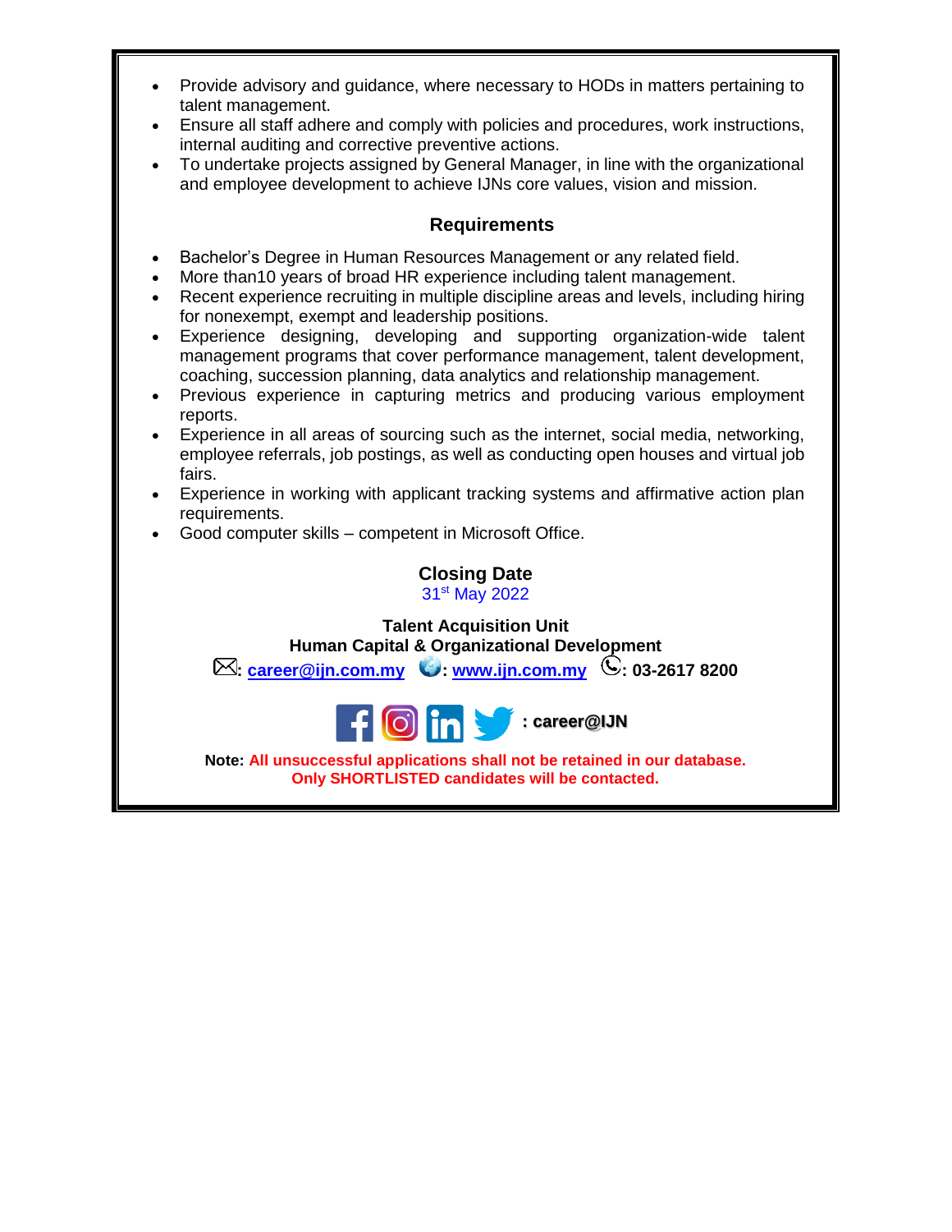- Provide advisory and guidance, where necessary to HODs in matters pertaining to talent management.
- Ensure all staff adhere and comply with policies and procedures, work instructions, internal auditing and corrective preventive actions.
- To undertake projects assigned by General Manager, in line with the organizational and employee development to achieve IJNs core values, vision and mission.

## Requirements

- Bachelor's Degree in Human Resources Management or any related field.
- More than10 years of broad HR experience including talent management.
- Recent experience recruiting in multiple discipline areas and levels, including hiring for nonexempt, exempt and leadership positions.
- Experience designing, developing and supporting organization-wide talent management programs that cover performance management, talent development, coaching, succession planning, data analytics and relationship management.
- Previous experience in capturing metrics and producing various employment reports.
- Experience in all areas of sourcing such as the internet, social media, networking, employee referrals, job postings, as well as conducting open houses and virtual job fairs.
- Experience in working with applicant tracking systems and affirmative action plan requirements.
- Good computer skills – competent in Microsoft Office.

**Closing Date**

31st May 2022

**Talent Acquisition Unit**
**Human Capital & Organizational Development**

**: career@ijn.com.my : www.ijn.com.my : 03-2617 8200**

**: career@IJN**

**Note: All unsuccessful applications shall not be retained in our database. Only SHORTLISTED candidates will be contacted.**